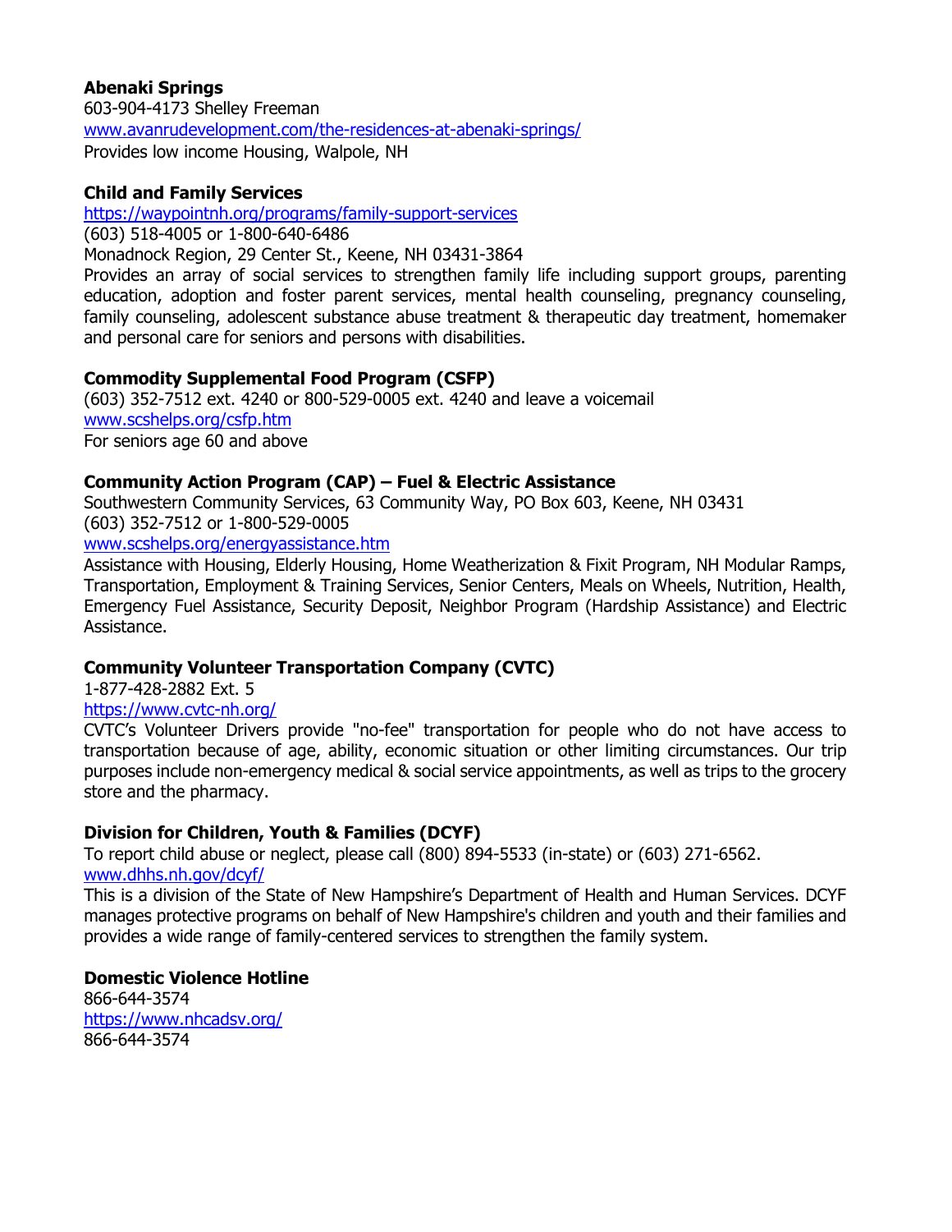**Abenaki Springs**
603-904-4173 Shelley Freeman
www.avanrudevelopment.com/the-residences-at-abenaki-springs/
Provides low income Housing, Walpole, NH

**Child and Family Services**
https://waypointnh.org/programs/family-support-services
(603) 518-4005 or 1-800-640-6486
Monadnock Region, 29 Center St., Keene, NH 03431-3864
Provides an array of social services to strengthen family life including support groups, parenting education, adoption and foster parent services, mental health counseling, pregnancy counseling, family counseling, adolescent substance abuse treatment & therapeutic day treatment, homemaker and personal care for seniors and persons with disabilities.

**Commodity Supplemental Food Program (CSFP)**
(603) 352-7512 ext. 4240 or 800-529-0005 ext. 4240 and leave a voicemail
www.scshelps.org/csfp.htm
For seniors age 60 and above

**Community Action Program (CAP) – Fuel & Electric Assistance**
Southwestern Community Services, 63 Community Way, PO Box 603, Keene, NH 03431
(603) 352-7512 or 1-800-529-0005
www.scshelps.org/energyassistance.htm
Assistance with Housing, Elderly Housing, Home Weatherization & Fixit Program, NH Modular Ramps, Transportation, Employment & Training Services, Senior Centers, Meals on Wheels, Nutrition, Health, Emergency Fuel Assistance, Security Deposit, Neighbor Program (Hardship Assistance) and Electric Assistance.

**Community Volunteer Transportation Company (CVTC)**
1-877-428-2882 Ext. 5
https://www.cvtc-nh.org/
CVTC's Volunteer Drivers provide "no-fee" transportation for people who do not have access to transportation because of age, ability, economic situation or other limiting circumstances. Our trip purposes include non-emergency medical & social service appointments, as well as trips to the grocery store and the pharmacy.

**Division for Children, Youth & Families (DCYF)**
To report child abuse or neglect, please call (800) 894-5533 (in-state) or (603) 271-6562.
www.dhhs.nh.gov/dcyf/
This is a division of the State of New Hampshire's Department of Health and Human Services. DCYF manages protective programs on behalf of New Hampshire's children and youth and their families and provides a wide range of family-centered services to strengthen the family system.

**Domestic Violence Hotline**
866-644-3574
https://www.nhcadsv.org/
866-644-3574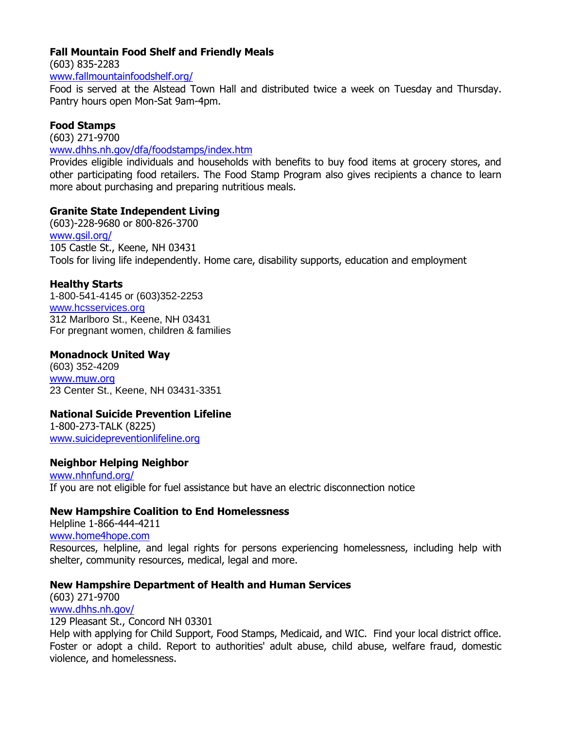**Fall Mountain Food Shelf and Friendly Meals**
(603) 835-2283
[www.fallmountainfoodshelf.org/](http://www.fallmountainfoodshelf.org/)
Food is served at the Alstead Town Hall and distributed twice a week on Tuesday and Thursday. Pantry hours open Mon-Sat 9am-4pm.

**Food Stamps**
(603) 271-9700
[www.dhhs.nh.gov/dfa/foodstamps/index.htm](http://www.dhhs.nh.gov/dfa/foodstamps/index.htm)
Provides eligible individuals and households with benefits to buy food items at grocery stores, and other participating food retailers. The Food Stamp Program also gives recipients a chance to learn more about purchasing and preparing nutritious meals.

**Granite State Independent Living**
(603)-228-9680 or 800-826-3700
[www.gsil.org/](http://www.gsil.org/)
105 Castle St., Keene, NH 03431
Tools for living life independently. Home care, disability supports, education and employment

**Healthy Starts**
1-800-541-4145 or (603)352-2253
[www.hcsservices.org](http://www.hcsservices.org)
312 Marlboro St., Keene, NH 03431
For pregnant women, children & families

**Monadnock United Way**
(603) 352-4209
[www.muw.org](http://www.muw.org)
23 Center St., Keene, NH 03431-3351

**National Suicide Prevention Lifeline**
1-800-273-TALK (8225)
[www.suicidepreventionlifeline.org](http://www.suicidepreventionlifeline.org)

**Neighbor Helping Neighbor**
[www.nhnfund.org/](http://www.nhnfund.org/)
If you are not eligible for fuel assistance but have an electric disconnection notice

**New Hampshire Coalition to End Homelessness**
Helpline 1-866-444-4211
[www.home4hope.com](http://www.home4hope.com)
Resources, helpline, and legal rights for persons experiencing homelessness, including help with shelter, community resources, medical, legal and more.

**New Hampshire Department of Health and Human Services**
(603) 271-9700
[www.dhhs.nh.gov/](http://www.dhhs.nh.gov/)
129 Pleasant St., Concord NH 03301
Help with applying for Child Support, Food Stamps, Medicaid, and WIC. Find your local district office. Foster or adopt a child. Report to authorities' adult abuse, child abuse, welfare fraud, domestic violence, and homelessness.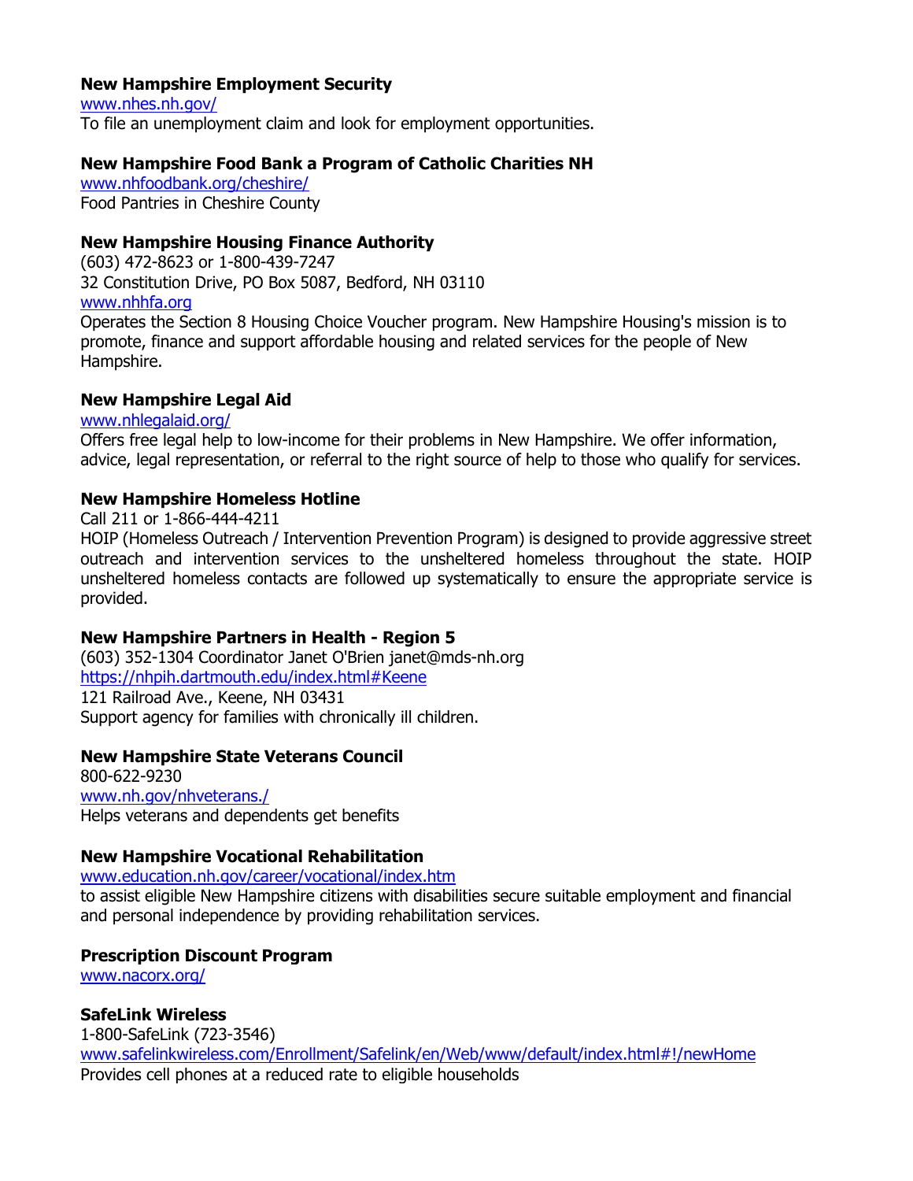**New Hampshire Employment Security**
www.nhes.nh.gov/
To file an unemployment claim and look for employment opportunities.

**New Hampshire Food Bank a Program of Catholic Charities NH**
www.nhfoodbank.org/cheshire/
Food Pantries in Cheshire County

**New Hampshire Housing Finance Authority**
(603) 472-8623 or 1-800-439-7247
32 Constitution Drive, PO Box 5087, Bedford, NH 03110
www.nhhfa.org
Operates the Section 8 Housing Choice Voucher program. New Hampshire Housing's mission is to promote, finance and support affordable housing and related services for the people of New Hampshire.

**New Hampshire Legal Aid**
www.nhlegalaid.org/
Offers free legal help to low-income for their problems in New Hampshire. We offer information, advice, legal representation, or referral to the right source of help to those who qualify for services.

**New Hampshire Homeless Hotline**
Call 211 or 1-866-444-4211
HOIP (Homeless Outreach / Intervention Prevention Program) is designed to provide aggressive street outreach and intervention services to the unsheltered homeless throughout the state. HOIP unsheltered homeless contacts are followed up systematically to ensure the appropriate service is provided.

**New Hampshire Partners in Health - Region 5**
(603) 352-1304 Coordinator Janet O'Brien janet@mds-nh.org
https://nhpih.dartmouth.edu/index.html#Keene
121 Railroad Ave., Keene, NH 03431
Support agency for families with chronically ill children.

**New Hampshire State Veterans Council**
800-622-9230
www.nh.gov/nhveterans./
Helps veterans and dependents get benefits

**New Hampshire Vocational Rehabilitation**
www.education.nh.gov/career/vocational/index.htm
to assist eligible New Hampshire citizens with disabilities secure suitable employment and financial and personal independence by providing rehabilitation services.

**Prescription Discount Program**
www.nacorx.org/

**SafeLink Wireless**
1-800-SafeLink (723-3546)
www.safelinkwireless.com/Enrollment/Safelink/en/Web/www/default/index.html#!/newHome
Provides cell phones at a reduced rate to eligible households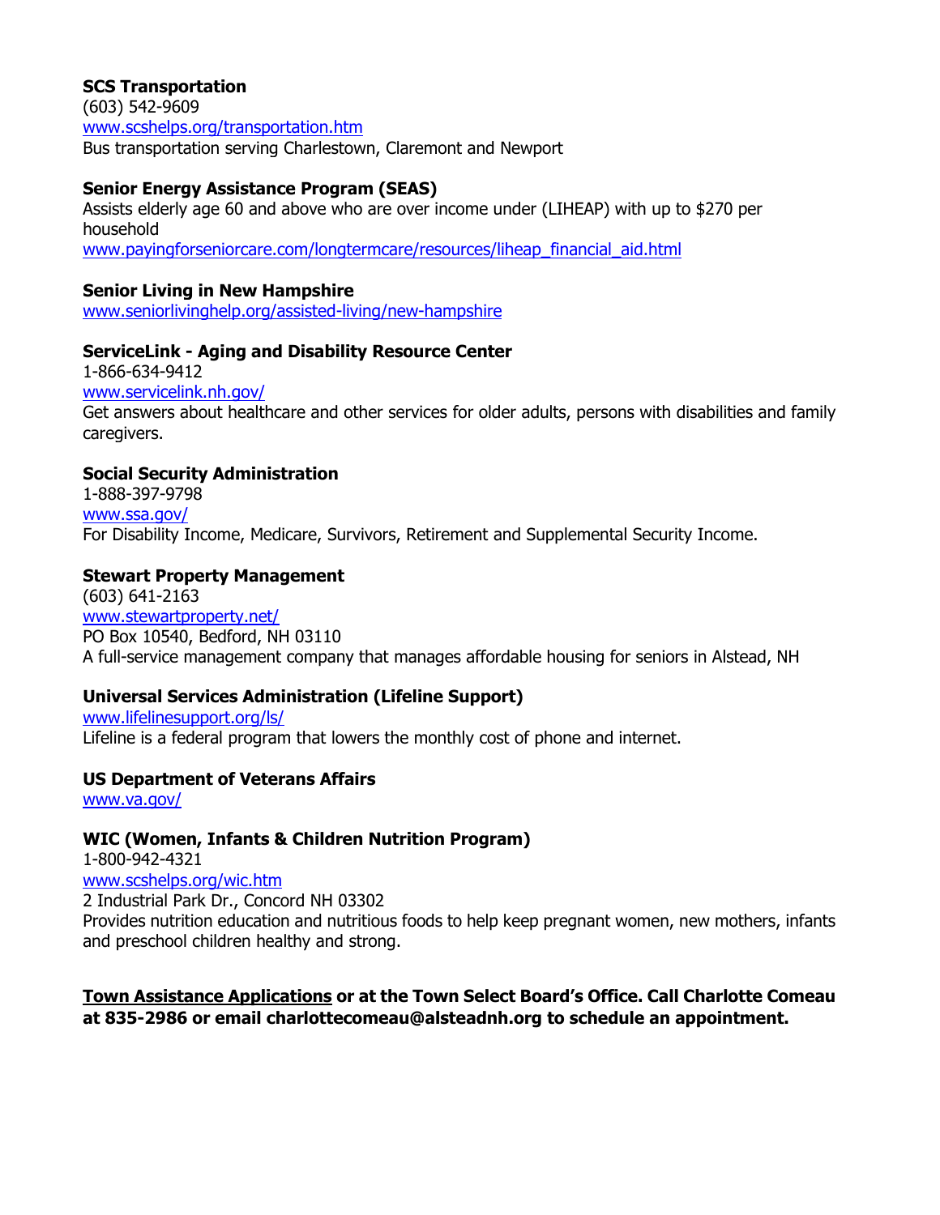**SCS Transportation**
(603) 542-9609
www.scshelps.org/transportation.htm
Bus transportation serving Charlestown, Claremont and Newport

**Senior Energy Assistance Program (SEAS)**
Assists elderly age 60 and above who are over income under (LIHEAP) with up to $270 per household
www.payingforseniorcare.com/longtermcare/resources/liheap_financial_aid.html

**Senior Living in New Hampshire**
www.seniorlivinghelp.org/assisted-living/new-hampshire

**ServiceLink - Aging and Disability Resource Center**
1-866-634-9412
www.servicelink.nh.gov/
Get answers about healthcare and other services for older adults, persons with disabilities and family caregivers.

**Social Security Administration**
1-888-397-9798
www.ssa.gov/
For Disability Income, Medicare, Survivors, Retirement and Supplemental Security Income.

**Stewart Property Management**
(603) 641-2163
www.stewartproperty.net/
PO Box 10540, Bedford, NH 03110
A full-service management company that manages affordable housing for seniors in Alstead, NH

**Universal Services Administration (Lifeline Support)**
www.lifelinesupport.org/ls/
Lifeline is a federal program that lowers the monthly cost of phone and internet.

**US Department of Veterans Affairs**
www.va.gov/

**WIC (Women, Infants & Children Nutrition Program)**
1-800-942-4321
www.scshelps.org/wic.htm
2 Industrial Park Dr., Concord NH 03302
Provides nutrition education and nutritious foods to help keep pregnant women, new mothers, infants and preschool children healthy and strong.

**Town Assistance Applications or at the Town Select Board's Office. Call Charlotte Comeau at 835-2986 or email charlottecomeau@alsteadnh.org to schedule an appointment.**